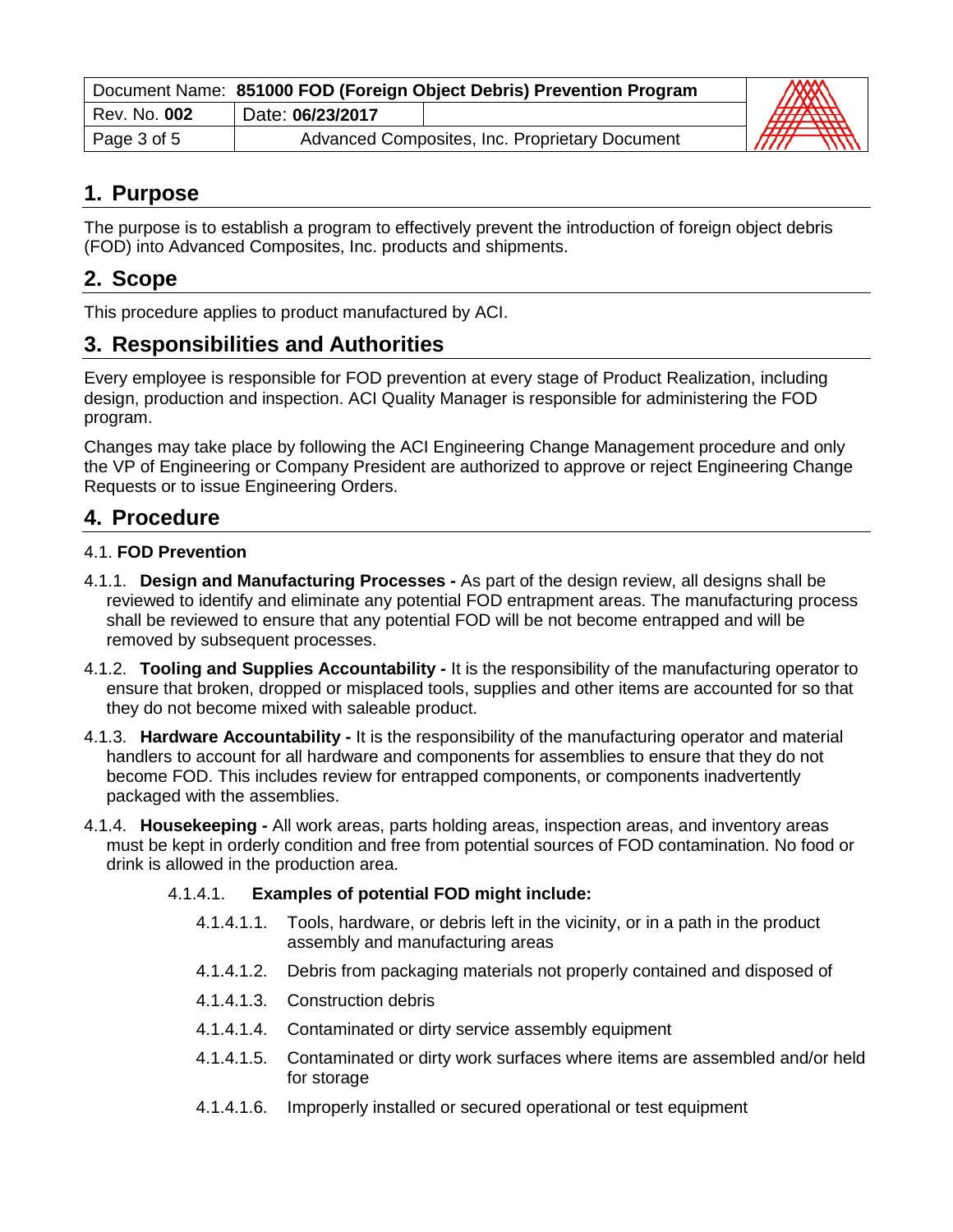## 1. Purpose

The purpose is to establish a program to effectively prevent the introduction of foreign object debris (FOD) into Advanced Composites, Inc. products and shipments.

## 2. Scope

This procedure applies to product manufactured by ACI.

## 3. Responsibilities and Authorities

Every employee is responsible for FOD prevention at every stage of Product Realization, including design, production and inspection. ACI Quality Manager is responsible for administering the FOD program.

Changes may take place by following the ACI Engineering Change Management procedure and only the VP of Engineering or Company President are authorized to approve or reject Engineering Change Requests or to issue Engineering Orders.

## 4. Procedure

### 4.1. FOD Prevention

4.1.1. **Design and Manufacturing Processes -** As part of the design review, all designs shall be reviewed to identify and eliminate any potential FOD entrapment areas. The manufacturing process shall be reviewed to ensure that any potential FOD will be not become entrapped and will be removed by subsequent processes.

4.1.2. **Tooling and Supplies Accountability -** It is the responsibility of the manufacturing operator to ensure that broken, dropped or misplaced tools, supplies and other items are accounted for so that they do not become mixed with saleable product.

4.1.3. **Hardware Accountability -** It is the responsibility of the manufacturing operator and material handlers to account for all hardware and components for assemblies to ensure that they do not become FOD. This includes review for entrapped components, or components inadvertently packaged with the assemblies.

4.1.4. **Housekeeping -** All work areas, parts holding areas, inspection areas, and inventory areas must be kept in orderly condition and free from potential sources of FOD contamination. No food or drink is allowed in the production area.

4.1.4.1. **Examples of potential FOD might include:**

4.1.4.1.1. Tools, hardware, or debris left in the vicinity, or in a path in the product assembly and manufacturing areas

4.1.4.1.2. Debris from packaging materials not properly contained and disposed of

4.1.4.1.3. Construction debris

4.1.4.1.4. Contaminated or dirty service assembly equipment

4.1.4.1.5. Contaminated or dirty work surfaces where items are assembled and/or held for storage

4.1.4.1.6. Improperly installed or secured operational or test equipment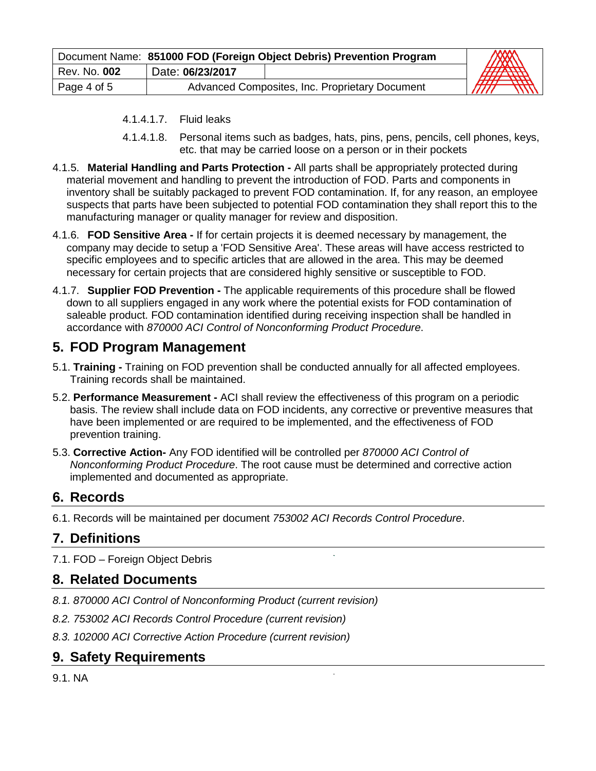4.1.4.1.7. Fluid leaks

4.1.4.1.8. Personal items such as badges, hats, pins, pens, pencils, cell phones, keys, etc. that may be carried loose on a person or in their pockets

4.1.5. **Material Handling and Parts Protection -** All parts shall be appropriately protected during material movement and handling to prevent the introduction of FOD. Parts and components in inventory shall be suitably packaged to prevent FOD contamination. If, for any reason, an employee suspects that parts have been subjected to potential FOD contamination they shall report this to the manufacturing manager or quality manager for review and disposition.

4.1.6. **FOD Sensitive Area -** If for certain projects it is deemed necessary by management, the company may decide to setup a 'FOD Sensitive Area'. These areas will have access restricted to specific employees and to specific articles that are allowed in the area. This may be deemed necessary for certain projects that are considered highly sensitive or susceptible to FOD.

4.1.7. **Supplier FOD Prevention -** The applicable requirements of this procedure shall be flowed down to all suppliers engaged in any work where the potential exists for FOD contamination of saleable product. FOD contamination identified during receiving inspection shall be handled in accordance with *870000 ACI Control of Nonconforming Product Procedure*.

## 5. FOD Program Management

5.1. **Training -** Training on FOD prevention shall be conducted annually for all affected employees. Training records shall be maintained.

5.2. **Performance Measurement -** ACI shall review the effectiveness of this program on a periodic basis. The review shall include data on FOD incidents, any corrective or preventive measures that have been implemented or are required to be implemented, and the effectiveness of FOD prevention training.

5.3. **Corrective Action-** Any FOD identified will be controlled per *870000 ACI Control of Nonconforming Product Procedure*. The root cause must be determined and corrective action implemented and documented as appropriate.

## 6. Records

6.1. Records will be maintained per document *753002 ACI Records Control Procedure*.

## 7. Definitions

7.1. FOD – Foreign Object Debris

## 8. Related Documents

*8.1. 870000 ACI Control of Nonconforming Product (current revision)*

*8.2. 753002 ACI Records Control Procedure (current revision)*

*8.3. 102000 ACI Corrective Action Procedure (current revision)*

## 9. Safety Requirements

9.1. NA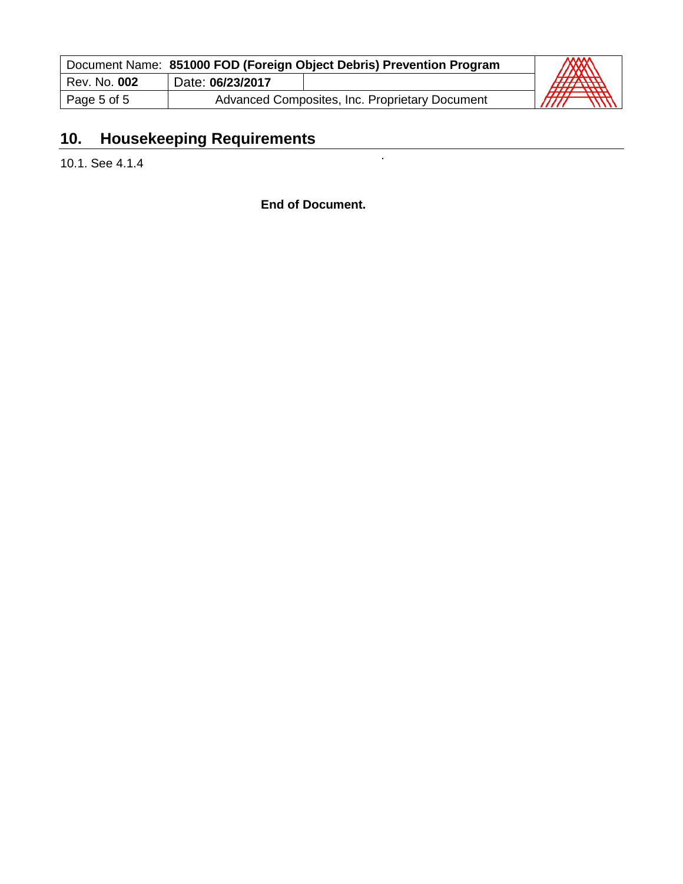## 10. Housekeeping Requirements

10.1. See 4.1.4

**End of Document.**